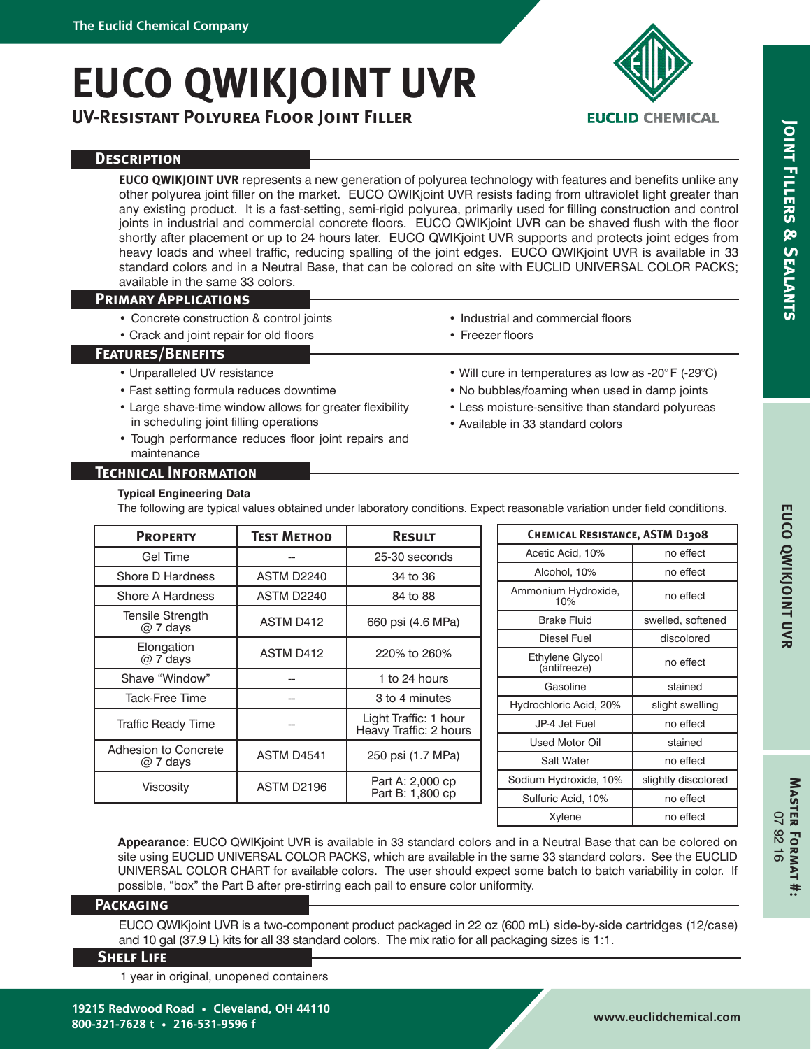# EUCO QWIKJOINT UVR

## UV-Resistant Polyurea Floor Joint Filler

## Description

**EUCO QWIKJOINT UVR** represents a new generation of polyurea technology with features and benefits unlike any other polyurea joint filler on the market. EUCO QWIKjoint UVR resists fading from ultraviolet light greater than any existing product. It is a fast-setting, semi-rigid polyurea, primarily used for filling construction and control joints in industrial and commercial concrete floors. EUCO QWIKjoint UVR can be shaved flush with the floor shortly after placement or up to 24 hours later. EUCO QWIKjoint UVR supports and protects joint edges from heavy loads and wheel traffic, reducing spalling of the joint edges. EUCO QWIKjoint UVR is available in 33 standard colors and in a Neutral Base, that can be colored on site with EUCLID UNIVERSAL COLOR PACKS; available in the same 33 colors.

## Primary Applications

- Concrete construction & control joints
- Crack and joint repair for old floors
- Industrial and commercial floors
- Freezer floors

## Features/Benefits

- Unparalleled UV resistance
- Fast setting formula reduces downtime
- Large shave-time window allows for greater flexibility in scheduling joint filling operations
- Tough performance reduces floor joint repairs and maintenance
- Will cure in temperatures as low as -20° F (-29°C)
- No bubbles/foaming when used in damp joints
- Less moisture-sensitive than standard polyureas
- Available in 33 standard colors

## Technical Information

**Typical Engineering Data**

The following are typical values obtained under laboratory conditions. Expect reasonable variation under field conditions.

| Property | Test Method | Result |
|---|---|---|
| Gel Time | -- | 25-30 seconds |
| Shore D Hardness | ASTM D2240 | 34 to 36 |
| Shore A Hardness | ASTM D2240 | 84 to 88 |
| Tensile Strength @ 7 days | ASTM D412 | 660 psi (4.6 MPa) |
| Elongation @ 7 days | ASTM D412 | 220% to 260% |
| Shave "Window" | -- | 1 to 24 hours |
| Tack-Free Time | -- | 3 to 4 minutes |
| Traffic Ready Time | -- | Light Traffic: 1 hour<br>Heavy Traffic: 2 hours |
| Adhesion to Concrete @ 7 days | ASTM D4541 | 250 psi (1.7 MPa) |
| Viscosity | ASTM D2196 | Part A: 2,000 cp<br>Part B: 1,800 cp |

| Chemical Resistance, ASTM D1308 | |
|---|---|
| Acetic Acid, 10% | no effect |
| Alcohol, 10% | no effect |
| Ammonium Hydroxide, 10% | no effect |
| Brake Fluid | swelled, softened |
| Diesel Fuel | discolored |
| Ethylene Glycol (antifreeze) | no effect |
| Gasoline | stained |
| Hydrochloric Acid, 20% | slight swelling |
| JP-4 Jet Fuel | no effect |
| Used Motor Oil | stained |
| Salt Water | no effect |
| Sodium Hydroxide, 10% | slightly discolored |
| Sulfuric Acid, 10% | no effect |
| Xylene | no effect |

**Appearance**: EUCO QWIKjoint UVR is available in 33 standard colors and in a Neutral Base that can be colored on site using EUCLID UNIVERSAL COLOR PACKS, which are available in the same 33 standard colors. See the EUCLID UNIVERSAL COLOR CHART for available colors. The user should expect some batch to batch variability in color. If possible, "box" the Part B after pre-stirring each pail to ensure color uniformity.

## Packaging

EUCO QWIKjoint UVR is a two-component product packaged in 22 oz (600 mL) side-by-side cartridges (12/case) and 10 gal (37.9 L) kits for all 33 standard colors. The mix ratio for all packaging sizes is 1:1.

## Shelf Life

1 year in original, unopened containers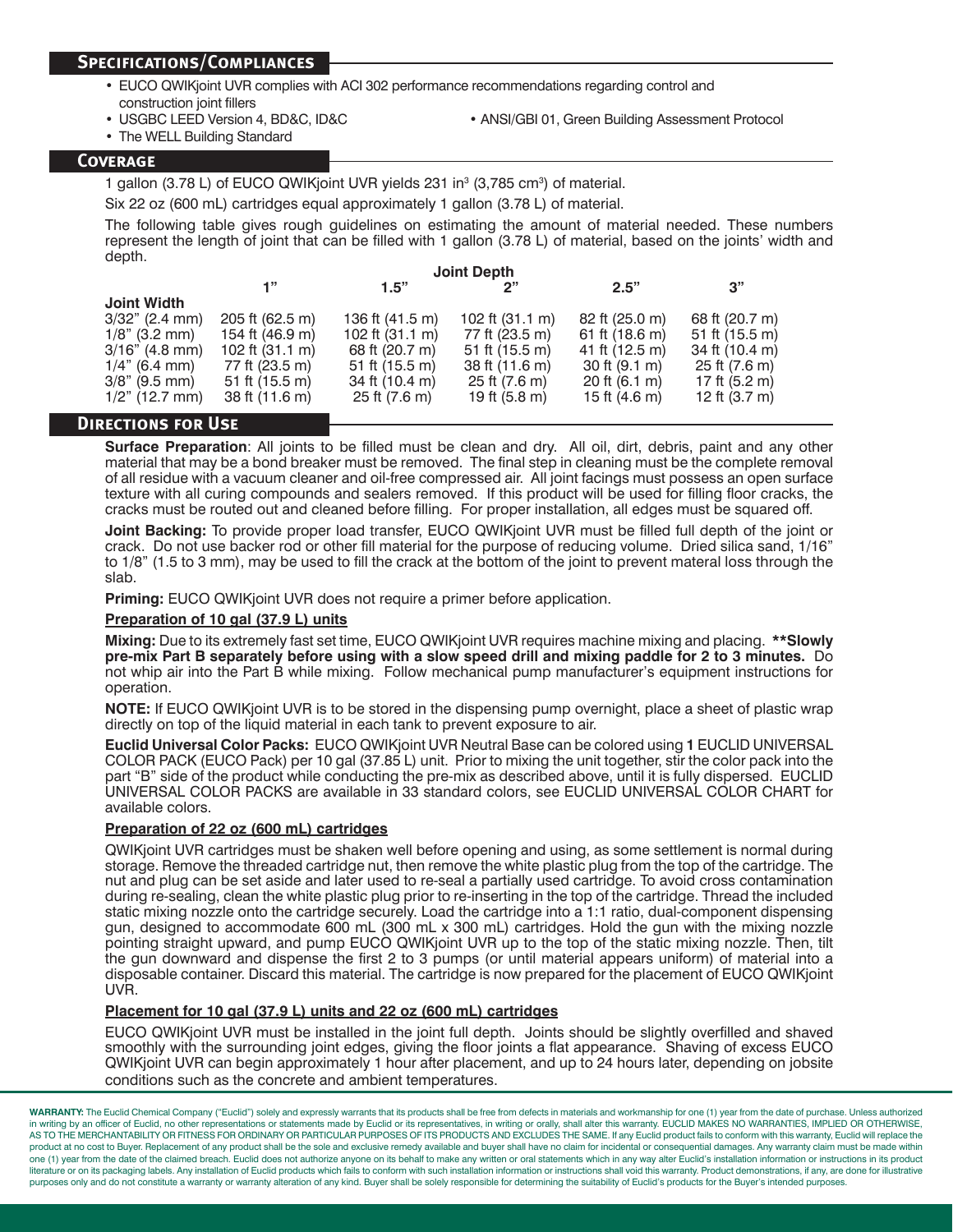## Specifications/Compliances

- EUCO QWIKjoint UVR complies with ACI 302 performance recommendations regarding control and construction joint fillers
- USGBC LEED Version 4, BD&C, ID&C
- ANSI/GBI 01, Green Building Assessment Protocol
- The WELL Building Standard

## Coverage

1 gallon (3.78 L) of EUCO QWIKjoint UVR yields 231 in$^3$ (3,785 cm$^3$) of material.

Six 22 oz (600 mL) cartridges equal approximately 1 gallon (3.78 L) of material.

The following table gives rough guidelines on estimating the amount of material needed. These numbers represent the length of joint that can be filled with 1 gallon (3.78 L) of material, based on the joints' width and depth.

| | Joint Depth | | | | |
|---|---|---|---|---|---|
| **Joint Width** | 1" | 1.5" | 2" | 2.5" | 3" |
| 3/32" (2.4 mm) | 205 ft (62.5 m) | 136 ft (41.5 m) | 102 ft (31.1 m) | 82 ft (25.0 m) | 68 ft (20.7 m) |
| 1/8" (3.2 mm) | 154 ft (46.9 m) | 102 ft (31.1 m) | 77 ft (23.5 m) | 61 ft (18.6 m) | 51 ft (15.5 m) |
| 3/16" (4.8 mm) | 102 ft (31.1 m) | 68 ft (20.7 m) | 51 ft (15.5 m) | 41 ft (12.5 m) | 34 ft (10.4 m) |
| 1/4" (6.4 mm) | 77 ft (23.5 m) | 51 ft (15.5 m) | 38 ft (11.6 m) | 30 ft (9.1 m) | 25 ft (7.6 m) |
| 3/8" (9.5 mm) | 51 ft (15.5 m) | 34 ft (10.4 m) | 25 ft (7.6 m) | 20 ft (6.1 m) | 17 ft (5.2 m) |
| 1/2" (12.7 mm) | 38 ft (11.6 m) | 25 ft (7.6 m) | 19 ft (5.8 m) | 15 ft (4.6 m) | 12 ft (3.7 m) |

## Directions for Use

**Surface Preparation**: All joints to be filled must be clean and dry. All oil, dirt, debris, paint and any other material that may be a bond breaker must be removed. The final step in cleaning must be the complete removal of all residue with a vacuum cleaner and oil-free compressed air. All joint facings must possess an open surface texture with all curing compounds and sealers removed. If this product will be used for filling floor cracks, the cracks must be routed out and cleaned before filling. For proper installation, all edges must be squared off.

**Joint Backing:** To provide proper load transfer, EUCO QWIKjoint UVR must be filled full depth of the joint or crack. Do not use backer rod or other fill material for the purpose of reducing volume. Dried silica sand, 1/16" to 1/8" (1.5 to 3 mm), may be used to fill the crack at the bottom of the joint to prevent materal loss through the slab.

**Priming:** EUCO QWIKjoint UVR does not require a primer before application.

**Preparation of 10 gal (37.9 L) units**

**Mixing:** Due to its extremely fast set time, EUCO QWIKjoint UVR requires machine mixing and placing. **\*\*Slowly pre-mix Part B separately before using with a slow speed drill and mixing paddle for 2 to 3 minutes.** Do not whip air into the Part B while mixing. Follow mechanical pump manufacturer's equipment instructions for operation.

**NOTE:** If EUCO QWIKjoint UVR is to be stored in the dispensing pump overnight, place a sheet of plastic wrap directly on top of the liquid material in each tank to prevent exposure to air.

**Euclid Universal Color Packs:** EUCO QWIKjoint UVR Neutral Base can be colored using **1** EUCLID UNIVERSAL COLOR PACK (EUCO Pack) per 10 gal (37.85 L) unit. Prior to mixing the unit together, stir the color pack into the part "B" side of the product while conducting the pre-mix as described above, until it is fully dispersed. EUCLID UNIVERSAL COLOR PACKS are available in 33 standard colors, see EUCLID UNIVERSAL COLOR CHART for available colors.

**Preparation of 22 oz (600 mL) cartridges**

QWIKjoint UVR cartridges must be shaken well before opening and using, as some settlement is normal during storage. Remove the threaded cartridge nut, then remove the white plastic plug from the top of the cartridge. The nut and plug can be set aside and later used to re-seal a partially used cartridge. To avoid cross contamination during re-sealing, clean the white plastic plug prior to re-inserting in the top of the cartridge. Thread the included static mixing nozzle onto the cartridge securely. Load the cartridge into a 1:1 ratio, dual-component dispensing gun, designed to accommodate 600 mL (300 mL x 300 mL) cartridges. Hold the gun with the mixing nozzle pointing straight upward, and pump EUCO QWIKjoint UVR up to the top of the static mixing nozzle. Then, tilt the gun downward and dispense the first 2 to 3 pumps (or until material appears uniform) of material into a disposable container. Discard this material. The cartridge is now prepared for the placement of EUCO QWIKjoint UVR.

**Placement for 10 gal (37.9 L) units and 22 oz (600 mL) cartridges**

EUCO QWIKjoint UVR must be installed in the joint full depth. Joints should be slightly overfilled and shaved smoothly with the surrounding joint edges, giving the floor joints a flat appearance. Shaving of excess EUCO QWIKjoint UVR can begin approximately 1 hour after placement, and up to 24 hours later, depending on jobsite conditions such as the concrete and ambient temperatures.

**WARRANTY:** The Euclid Chemical Company ("Euclid") solely and expressly warrants that its products shall be free from defects in materials and workmanship for one (1) year from the date of purchase. Unless authorized in writing by an officer of Euclid, no other representations or statements made by Euclid or its representatives, in writing or orally, shall alter this warranty. EUCLID MAKES NO WARRANTIES, IMPLIED OR OTHERWISE, AS TO THE MERCHANTABILITY OR FITNESS FOR ORDINARY OR PARTICULAR PURPOSES OF ITS PRODUCTS AND EXCLUDES THE SAME. If any Euclid product fails to conform with this warranty, Euclid will replace the product at no cost to Buyer. Replacement of any product shall be the sole and exclusive remedy available and buyer shall have no claim for incidental or consequential damages. Any warranty claim must be made within one (1) year from the date of the claimed breach. Euclid does not authorize anyone on its behalf to make any written or oral statements which in any way alter Euclid's installation information or instructions in its product literature or on its packaging labels. Any installation of Euclid products which fails to conform with such installation information or instructions shall void this warranty. Product demonstrations, if any, are done for illustrative purposes only and do not constitute a warranty or warranty alteration of any kind. Buyer shall be solely responsible for determining the suitability of Euclid's products for the Buyer's intended purposes.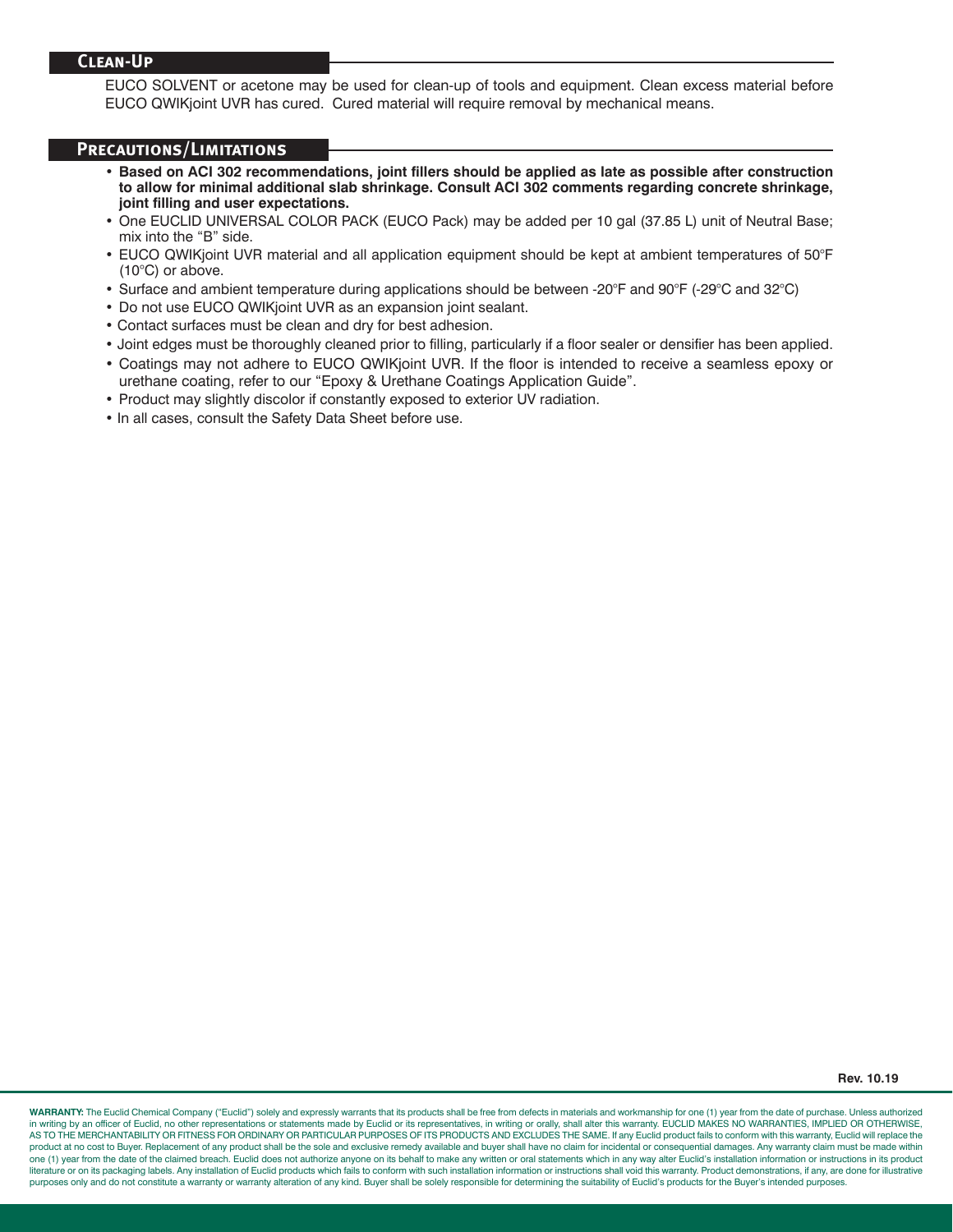## Clean-Up

EUCO SOLVENT or acetone may be used for clean-up of tools and equipment. Clean excess material before EUCO QWIKjoint UVR has cured. Cured material will require removal by mechanical means.

## Precautions/Limitations

- **Based on ACI 302 recommendations, joint fillers should be applied as late as possible after construction to allow for minimal additional slab shrinkage. Consult ACI 302 comments regarding concrete shrinkage, joint filling and user expectations.**
- One EUCLID UNIVERSAL COLOR PACK (EUCO Pack) may be added per 10 gal (37.85 L) unit of Neutral Base; mix into the "B" side.
- EUCO QWIKjoint UVR material and all application equipment should be kept at ambient temperatures of 50°F (10°C) or above.
- Surface and ambient temperature during applications should be between -20°F and 90°F (-29°C and 32°C)
- Do not use EUCO QWIKjoint UVR as an expansion joint sealant.
- Contact surfaces must be clean and dry for best adhesion.
- Joint edges must be thoroughly cleaned prior to filling, particularly if a floor sealer or densifier has been applied.
- Coatings may not adhere to EUCO QWIKjoint UVR. If the floor is intended to receive a seamless epoxy or urethane coating, refer to our "Epoxy & Urethane Coatings Application Guide".
- Product may slightly discolor if constantly exposed to exterior UV radiation.
- In all cases, consult the Safety Data Sheet before use.

**Rev. 10.19**

**WARRANTY:** The Euclid Chemical Company ("Euclid") solely and expressly warrants that its products shall be free from defects in materials and workmanship for one (1) year from the date of purchase. Unless authorized in writing by an officer of Euclid, no other representations or statements made by Euclid or its representatives, in writing or orally, shall alter this warranty. EUCLID MAKES NO WARRANTIES, IMPLIED OR OTHERWISE, AS TO THE MERCHANTABILITY OR FITNESS FOR ORDINARY OR PARTICULAR PURPOSES OF ITS PRODUCTS AND EXCLUDES THE SAME. If any Euclid product fails to conform with this warranty, Euclid will replace the product at no cost to Buyer. Replacement of any product shall be the sole and exclusive remedy available and buyer shall have no claim for incidental or consequential damages. Any warranty claim must be made within one (1) year from the date of the claimed breach. Euclid does not authorize anyone on its behalf to make any written or oral statements which in any way alter Euclid's installation information or instructions in its product literature or on its packaging labels. Any installation of Euclid products which fails to conform with such installation information or instructions shall void this warranty. Product demonstrations, if any, are done for illustrative purposes only and do not constitute a warranty or warranty alteration of any kind. Buyer shall be solely responsible for determining the suitability of Euclid's products for the Buyer's intended purposes.